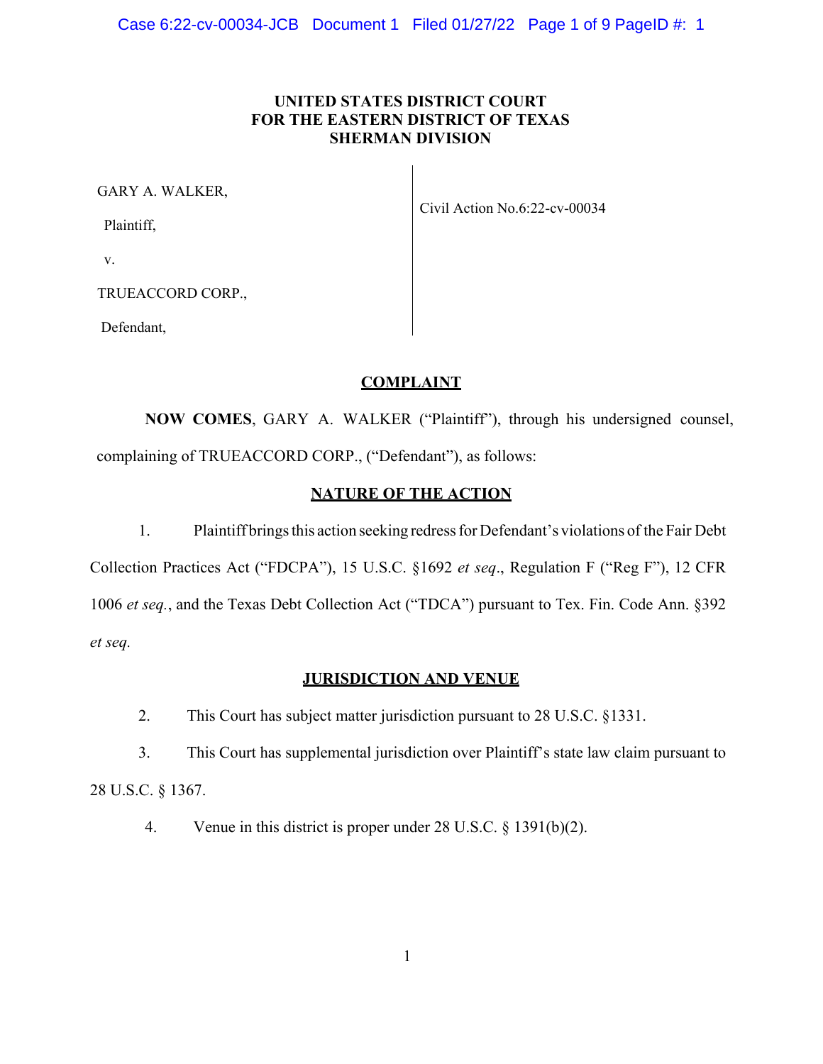**UNITED STATES DISTRICT COURT**
**FOR THE EASTERN DISTRICT OF TEXAS**
**SHERMAN DIVISION**

| | |
|---|---|
| GARY A. WALKER,<br><br>Plaintiff,<br><br>v.<br><br>TRUEACCORD CORP.,<br><br>Defendant, | Civil Action No.6:22-cv-00034 |

## COMPLAINT

**NOW COMES**, GARY A. WALKER ("Plaintiff"), through his undersigned counsel, complaining of TRUEACCORD CORP., ("Defendant"), as follows:

## NATURE OF THE ACTION

1. Plaintiff brings this action seeking redress for Defendant's violations of the Fair Debt Collection Practices Act ("FDCPA"), 15 U.S.C. §1692 *et seq*., Regulation F ("Reg F"), 12 CFR 1006 *et seq.*, and the Texas Debt Collection Act ("TDCA") pursuant to Tex. Fin. Code Ann. §392 *et seq.*

## JURISDICTION AND VENUE

2. This Court has subject matter jurisdiction pursuant to 28 U.S.C. §1331.

3. This Court has supplemental jurisdiction over Plaintiff's state law claim pursuant to 28 U.S.C. § 1367.

4. Venue in this district is proper under 28 U.S.C. § 1391(b)(2).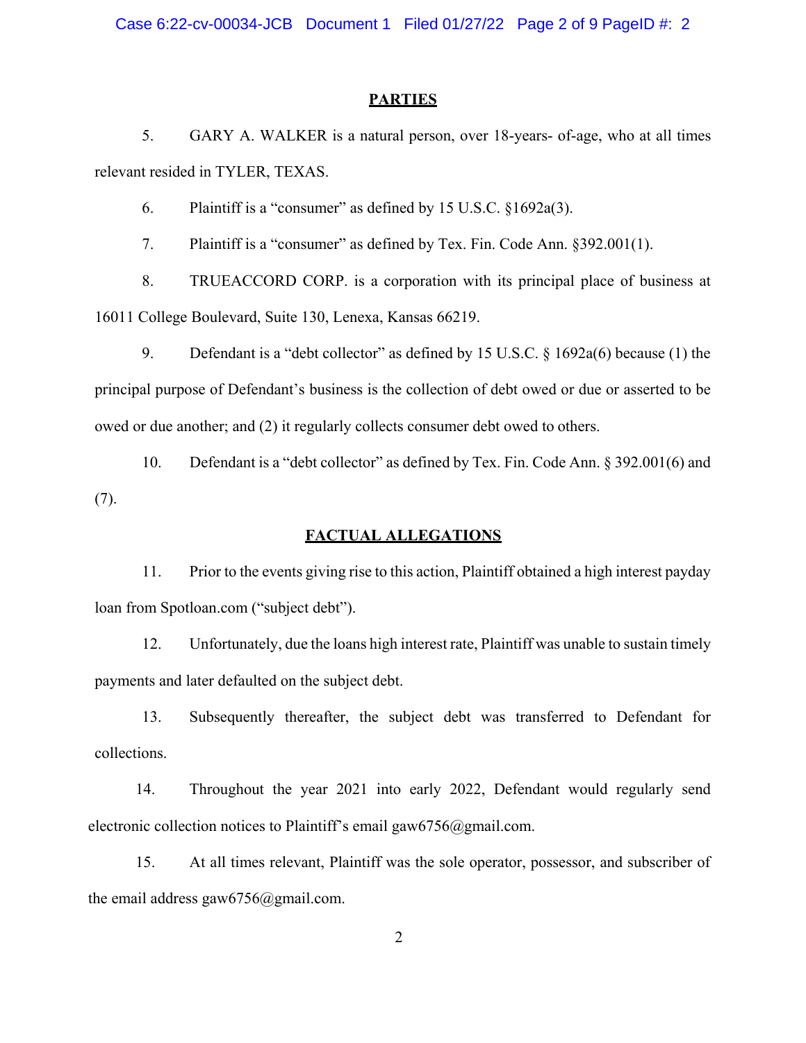## PARTIES

5. GARY A. WALKER is a natural person, over 18-years- of-age, who at all times relevant resided in TYLER, TEXAS.

6. Plaintiff is a "consumer" as defined by 15 U.S.C. §1692a(3).

7. Plaintiff is a "consumer" as defined by Tex. Fin. Code Ann. §392.001(1).

8. TRUEACCORD CORP. is a corporation with its principal place of business at 16011 College Boulevard, Suite 130, Lenexa, Kansas 66219.

9. Defendant is a "debt collector" as defined by 15 U.S.C. § 1692a(6) because (1) the principal purpose of Defendant's business is the collection of debt owed or due or asserted to be owed or due another; and (2) it regularly collects consumer debt owed to others.

10. Defendant is a "debt collector" as defined by Tex. Fin. Code Ann. § 392.001(6) and (7).

## FACTUAL ALLEGATIONS

11. Prior to the events giving rise to this action, Plaintiff obtained a high interest payday loan from Spotloan.com ("subject debt").

12. Unfortunately, due the loans high interest rate, Plaintiff was unable to sustain timely payments and later defaulted on the subject debt.

13. Subsequently thereafter, the subject debt was transferred to Defendant for collections.

14. Throughout the year 2021 into early 2022, Defendant would regularly send electronic collection notices to Plaintiff's email gaw6756@gmail.com.

15. At all times relevant, Plaintiff was the sole operator, possessor, and subscriber of the email address gaw6756@gmail.com.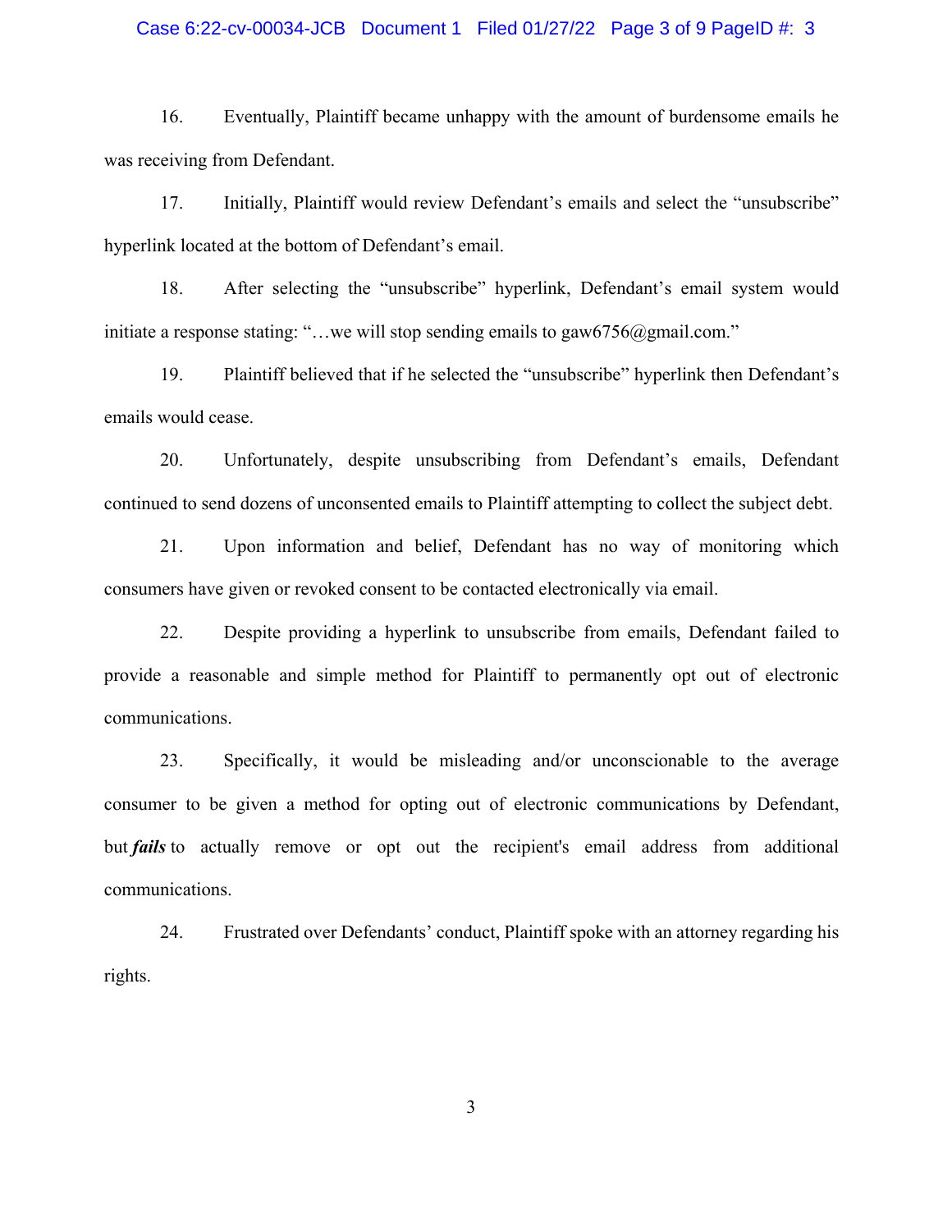16. Eventually, Plaintiff became unhappy with the amount of burdensome emails he was receiving from Defendant.

17. Initially, Plaintiff would review Defendant's emails and select the "unsubscribe" hyperlink located at the bottom of Defendant's email.

18. After selecting the "unsubscribe" hyperlink, Defendant's email system would initiate a response stating: "…we will stop sending emails to gaw6756@gmail.com."

19. Plaintiff believed that if he selected the "unsubscribe" hyperlink then Defendant's emails would cease.

20. Unfortunately, despite unsubscribing from Defendant's emails, Defendant continued to send dozens of unconsented emails to Plaintiff attempting to collect the subject debt.

21. Upon information and belief, Defendant has no way of monitoring which consumers have given or revoked consent to be contacted electronically via email.

22. Despite providing a hyperlink to unsubscribe from emails, Defendant failed to provide a reasonable and simple method for Plaintiff to permanently opt out of electronic communications.

23. Specifically, it would be misleading and/or unconscionable to the average consumer to be given a method for opting out of electronic communications by Defendant, but ***fails*** to actually remove or opt out the recipient's email address from additional communications.

24. Frustrated over Defendants' conduct, Plaintiff spoke with an attorney regarding his rights.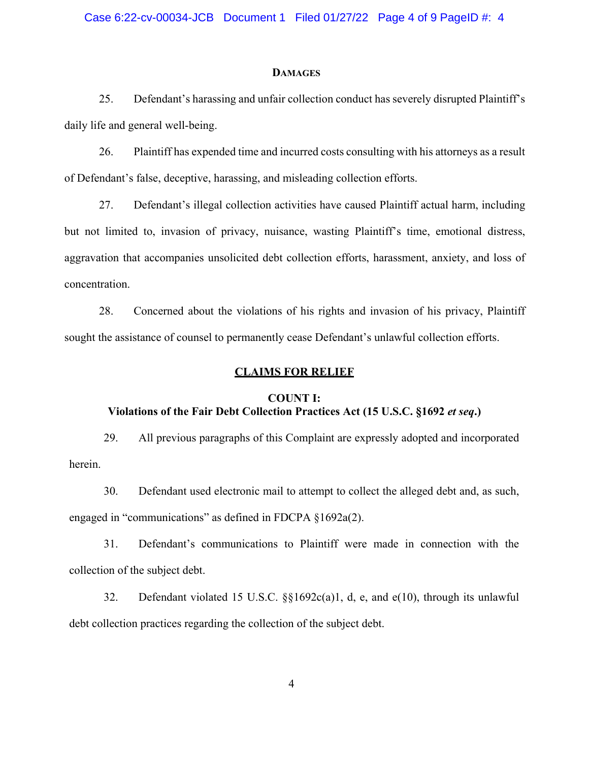## DAMAGES

25. Defendant's harassing and unfair collection conduct has severely disrupted Plaintiff's daily life and general well-being.

26. Plaintiff has expended time and incurred costs consulting with his attorneys as a result of Defendant's false, deceptive, harassing, and misleading collection efforts.

27. Defendant's illegal collection activities have caused Plaintiff actual harm, including but not limited to, invasion of privacy, nuisance, wasting Plaintiff's time, emotional distress, aggravation that accompanies unsolicited debt collection efforts, harassment, anxiety, and loss of concentration.

28. Concerned about the violations of his rights and invasion of his privacy, Plaintiff sought the assistance of counsel to permanently cease Defendant's unlawful collection efforts.

## CLAIMS FOR RELIEF

### COUNT I:
### Violations of the Fair Debt Collection Practices Act (15 U.S.C. §1692 *et seq*.)

29. All previous paragraphs of this Complaint are expressly adopted and incorporated herein.

30. Defendant used electronic mail to attempt to collect the alleged debt and, as such, engaged in "communications" as defined in FDCPA §1692a(2).

31. Defendant's communications to Plaintiff were made in connection with the collection of the subject debt.

32. Defendant violated 15 U.S.C. §§1692c(a)1, d, e, and e(10), through its unlawful debt collection practices regarding the collection of the subject debt.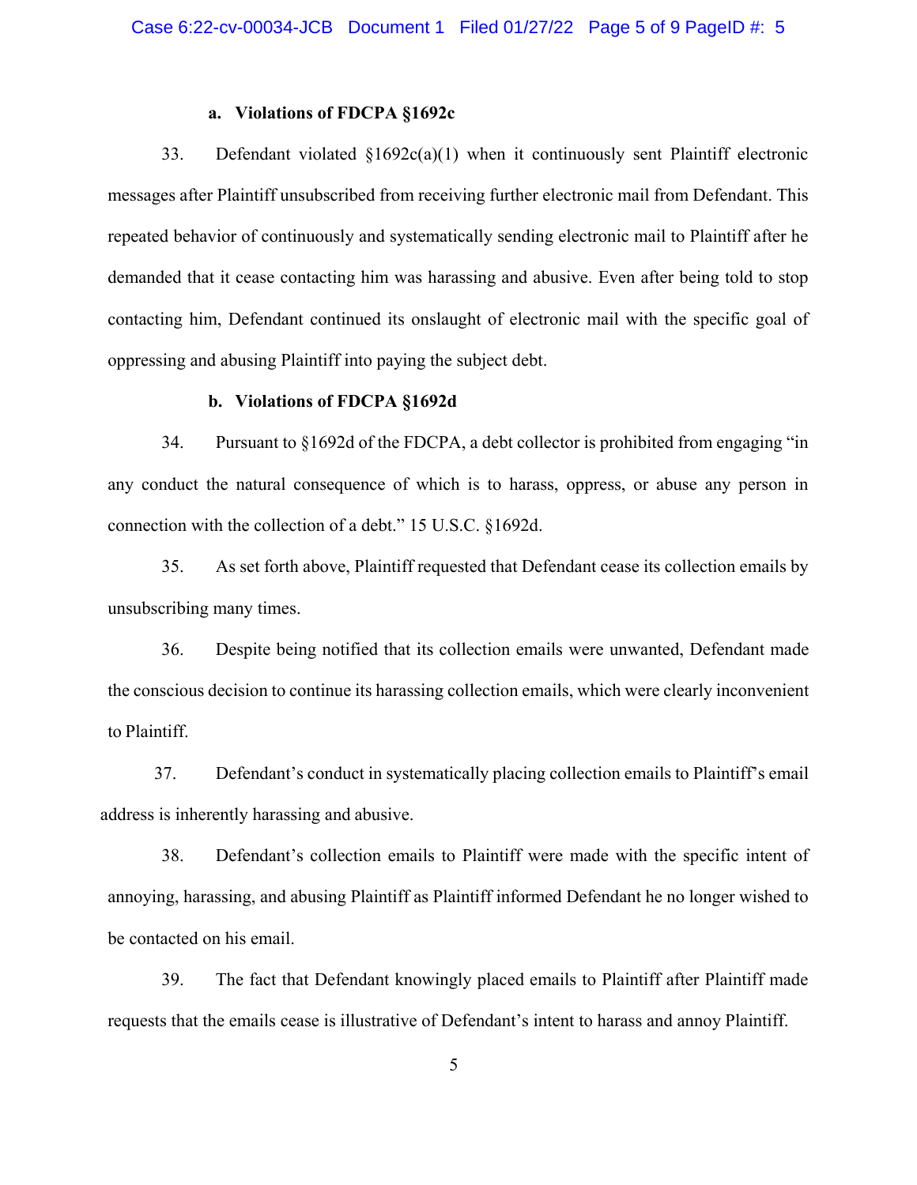### a. Violations of FDCPA §1692c

33. Defendant violated §1692c(a)(1) when it continuously sent Plaintiff electronic messages after Plaintiff unsubscribed from receiving further electronic mail from Defendant. This repeated behavior of continuously and systematically sending electronic mail to Plaintiff after he demanded that it cease contacting him was harassing and abusive. Even after being told to stop contacting him, Defendant continued its onslaught of electronic mail with the specific goal of oppressing and abusing Plaintiff into paying the subject debt.

### b. Violations of FDCPA §1692d

34. Pursuant to §1692d of the FDCPA, a debt collector is prohibited from engaging "in any conduct the natural consequence of which is to harass, oppress, or abuse any person in connection with the collection of a debt." 15 U.S.C. §1692d.

35. As set forth above, Plaintiff requested that Defendant cease its collection emails by unsubscribing many times.

36. Despite being notified that its collection emails were unwanted, Defendant made the conscious decision to continue its harassing collection emails, which were clearly inconvenient to Plaintiff.

37. Defendant's conduct in systematically placing collection emails to Plaintiff's email address is inherently harassing and abusive.

38. Defendant's collection emails to Plaintiff were made with the specific intent of annoying, harassing, and abusing Plaintiff as Plaintiff informed Defendant he no longer wished to be contacted on his email.

39. The fact that Defendant knowingly placed emails to Plaintiff after Plaintiff made requests that the emails cease is illustrative of Defendant's intent to harass and annoy Plaintiff.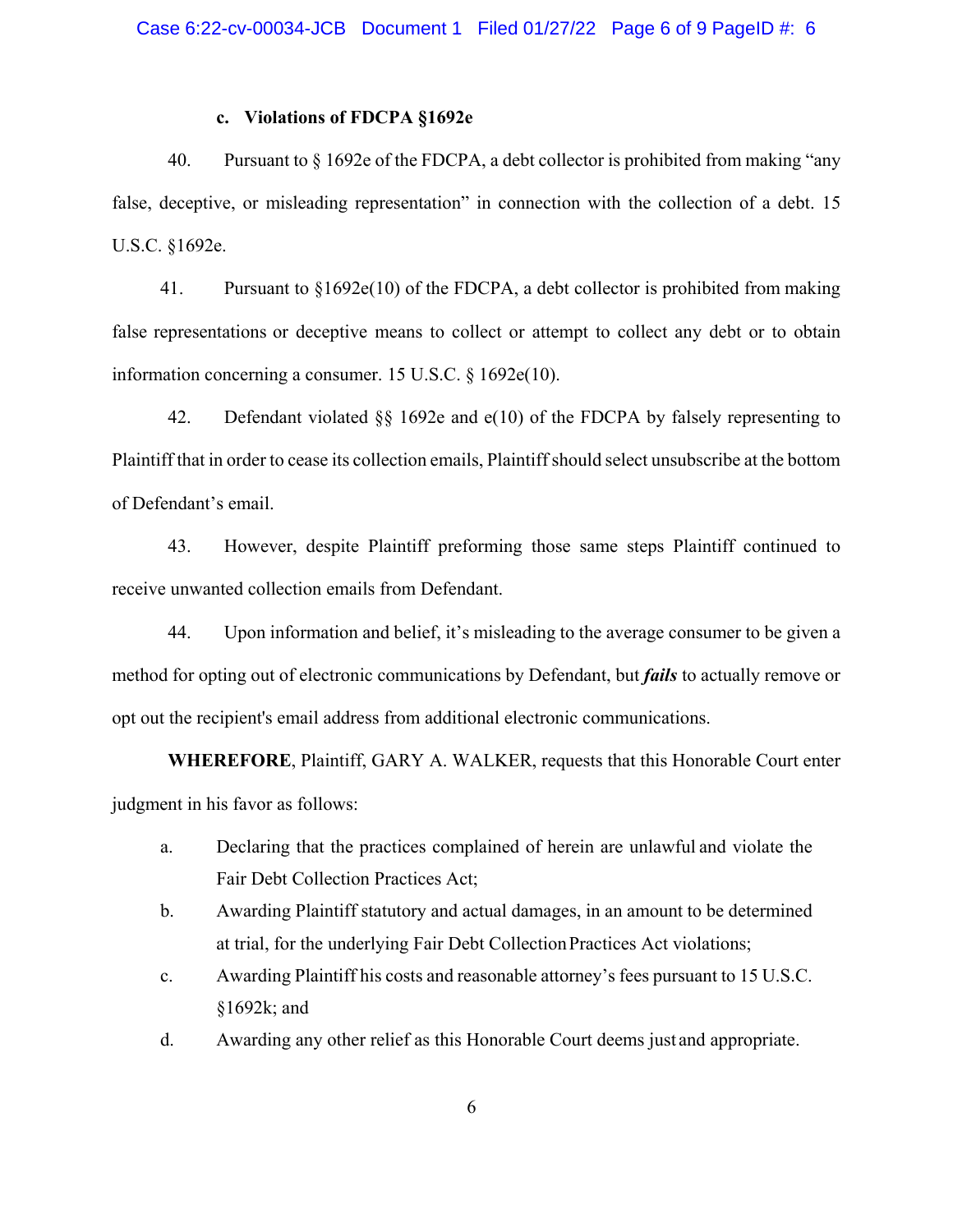### c. Violations of FDCPA §1692e

40. Pursuant to § 1692e of the FDCPA, a debt collector is prohibited from making "any false, deceptive, or misleading representation" in connection with the collection of a debt. 15 U.S.C. §1692e.

41. Pursuant to §1692e(10) of the FDCPA, a debt collector is prohibited from making false representations or deceptive means to collect or attempt to collect any debt or to obtain information concerning a consumer. 15 U.S.C. § 1692e(10).

42. Defendant violated §§ 1692e and e(10) of the FDCPA by falsely representing to Plaintiff that in order to cease its collection emails, Plaintiff should select unsubscribe at the bottom of Defendant's email.

43. However, despite Plaintiff preforming those same steps Plaintiff continued to receive unwanted collection emails from Defendant.

44. Upon information and belief, it's misleading to the average consumer to be given a method for opting out of electronic communications by Defendant, but ***fails*** to actually remove or opt out the recipient's email address from additional electronic communications.

**WHEREFORE**, Plaintiff, GARY A. WALKER, requests that this Honorable Court enter judgment in his favor as follows:

a. Declaring that the practices complained of herein are unlawful and violate the Fair Debt Collection Practices Act;

b. Awarding Plaintiff statutory and actual damages, in an amount to be determined at trial, for the underlying Fair Debt Collection Practices Act violations;

c. Awarding Plaintiff his costs and reasonable attorney's fees pursuant to 15 U.S.C. §1692k; and

d. Awarding any other relief as this Honorable Court deems just and appropriate.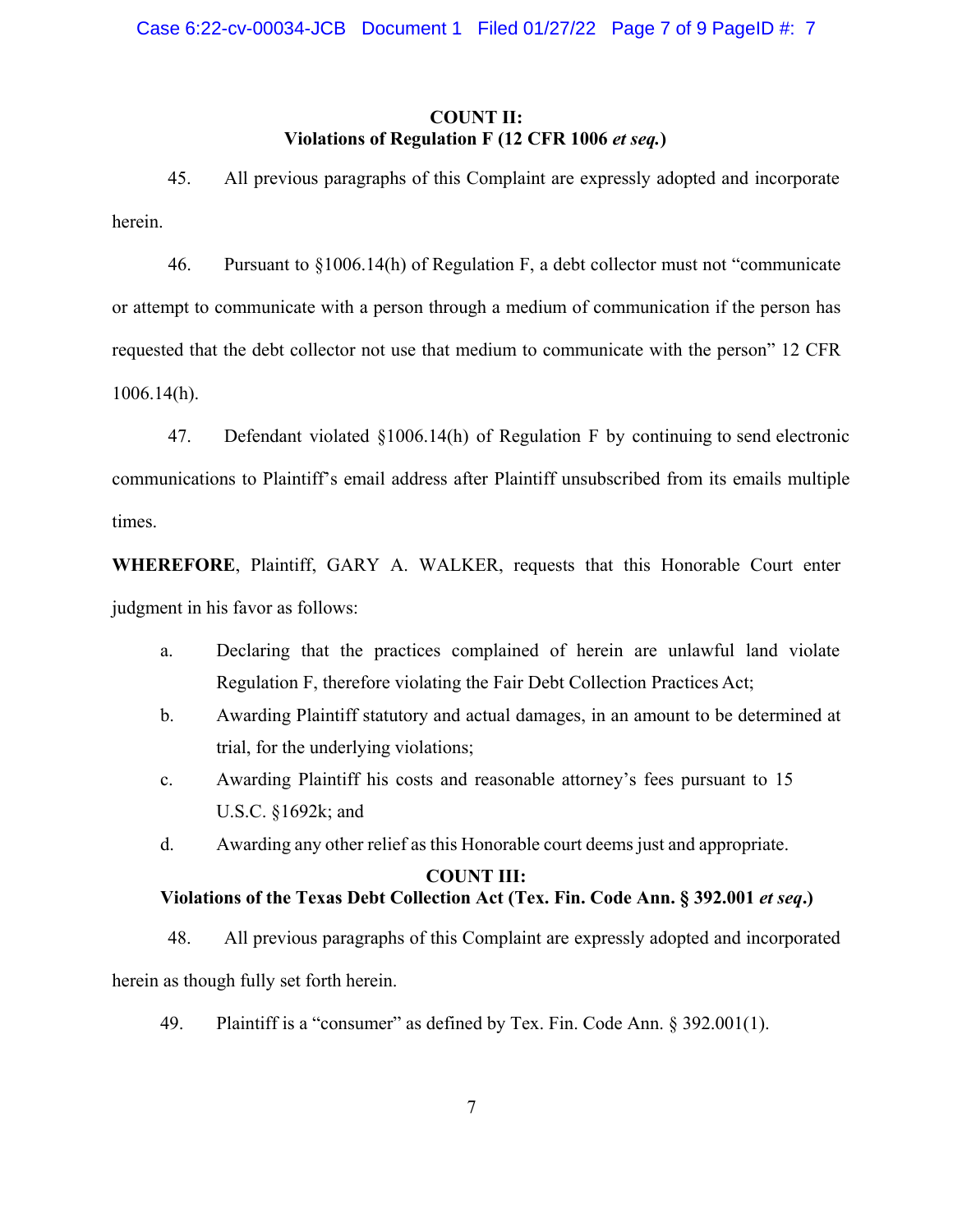**COUNT II:**
**Violations of Regulation F (12 CFR 1006 *et seq.*)**

45. All previous paragraphs of this Complaint are expressly adopted and incorporate herein.

46. Pursuant to §1006.14(h) of Regulation F, a debt collector must not "communicate or attempt to communicate with a person through a medium of communication if the person has requested that the debt collector not use that medium to communicate with the person" 12 CFR 1006.14(h).

47. Defendant violated §1006.14(h) of Regulation F by continuing to send electronic communications to Plaintiff's email address after Plaintiff unsubscribed from its emails multiple times.

**WHEREFORE**, Plaintiff, GARY A. WALKER, requests that this Honorable Court enter judgment in his favor as follows:

a. Declaring that the practices complained of herein are unlawful land violate Regulation F, therefore violating the Fair Debt Collection Practices Act;

b. Awarding Plaintiff statutory and actual damages, in an amount to be determined at trial, for the underlying violations;

c. Awarding Plaintiff his costs and reasonable attorney's fees pursuant to 15 U.S.C. §1692k; and

d. Awarding any other relief as this Honorable court deems just and appropriate.

**COUNT III:**
**Violations of the Texas Debt Collection Act (Tex. Fin. Code Ann. § 392.001 *et seq*.)**

48. All previous paragraphs of this Complaint are expressly adopted and incorporated herein as though fully set forth herein.

49. Plaintiff is a "consumer" as defined by Tex. Fin. Code Ann. § 392.001(1).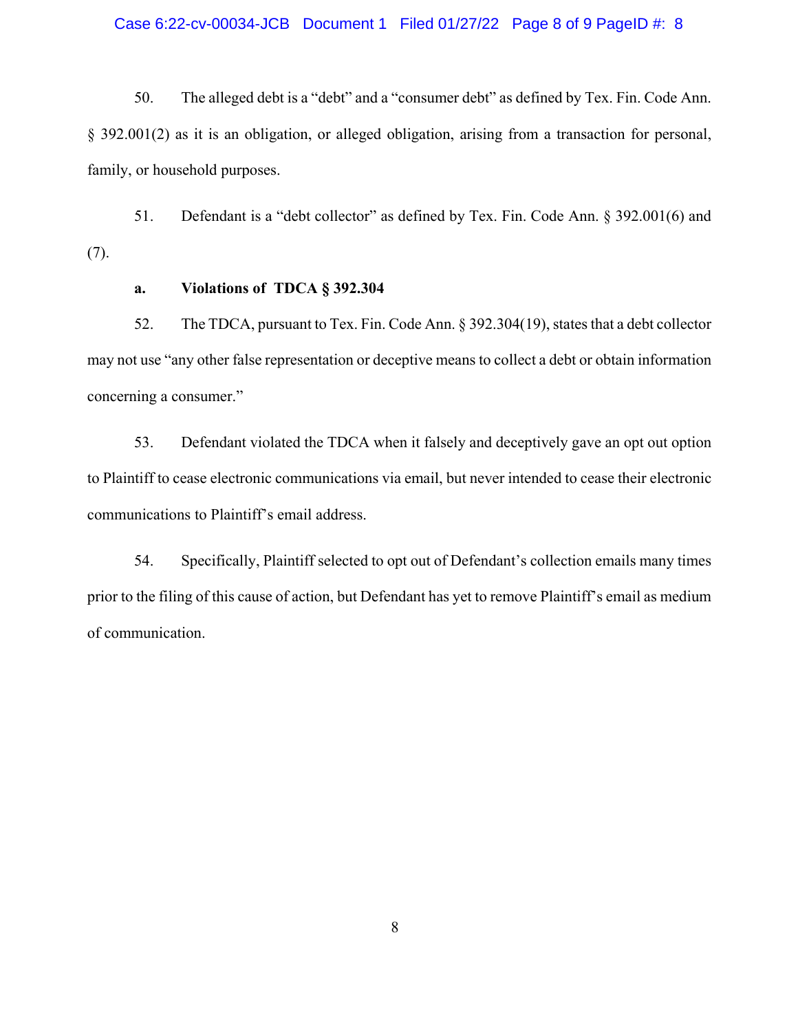50. The alleged debt is a "debt" and a "consumer debt" as defined by Tex. Fin. Code Ann. § 392.001(2) as it is an obligation, or alleged obligation, arising from a transaction for personal, family, or household purposes.

51. Defendant is a "debt collector" as defined by Tex. Fin. Code Ann. § 392.001(6) and (7).

**a. Violations of TDCA § 392.304**

52. The TDCA, pursuant to Tex. Fin. Code Ann. § 392.304(19), states that a debt collector may not use "any other false representation or deceptive means to collect a debt or obtain information concerning a consumer."

53. Defendant violated the TDCA when it falsely and deceptively gave an opt out option to Plaintiff to cease electronic communications via email, but never intended to cease their electronic communications to Plaintiff's email address.

54. Specifically, Plaintiff selected to opt out of Defendant's collection emails many times prior to the filing of this cause of action, but Defendant has yet to remove Plaintiff's email as medium of communication.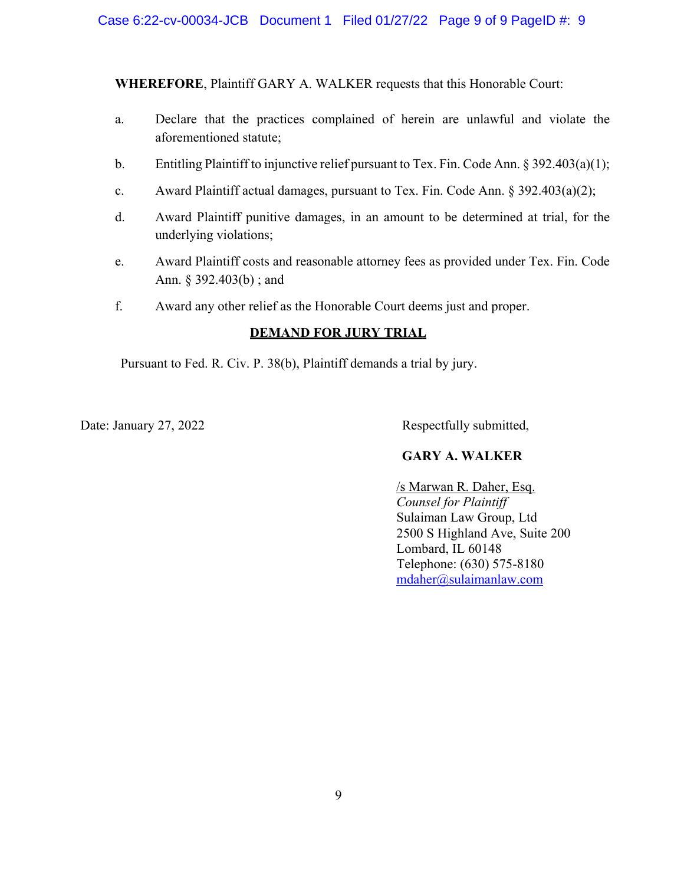**WHEREFORE**, Plaintiff GARY A. WALKER requests that this Honorable Court:

a. Declare that the practices complained of herein are unlawful and violate the aforementioned statute;

b. Entitling Plaintiff to injunctive relief pursuant to Tex. Fin. Code Ann. § 392.403(a)(1);

c. Award Plaintiff actual damages, pursuant to Tex. Fin. Code Ann. § 392.403(a)(2);

d. Award Plaintiff punitive damages, in an amount to be determined at trial, for the underlying violations;

e. Award Plaintiff costs and reasonable attorney fees as provided under Tex. Fin. Code Ann. § 392.403(b) ; and

f. Award any other relief as the Honorable Court deems just and proper.

## DEMAND FOR JURY TRIAL

Pursuant to Fed. R. Civ. P. 38(b), Plaintiff demands a trial by jury.

Date: January 27, 2022

Respectfully submitted,

**GARY A. WALKER**

/s Marwan R. Daher, Esq.
*Counsel for Plaintiff*
Sulaiman Law Group, Ltd
2500 S Highland Ave, Suite 200
Lombard, IL 60148
Telephone: (630) 575-8180
mdaher@sulaimanlaw.com